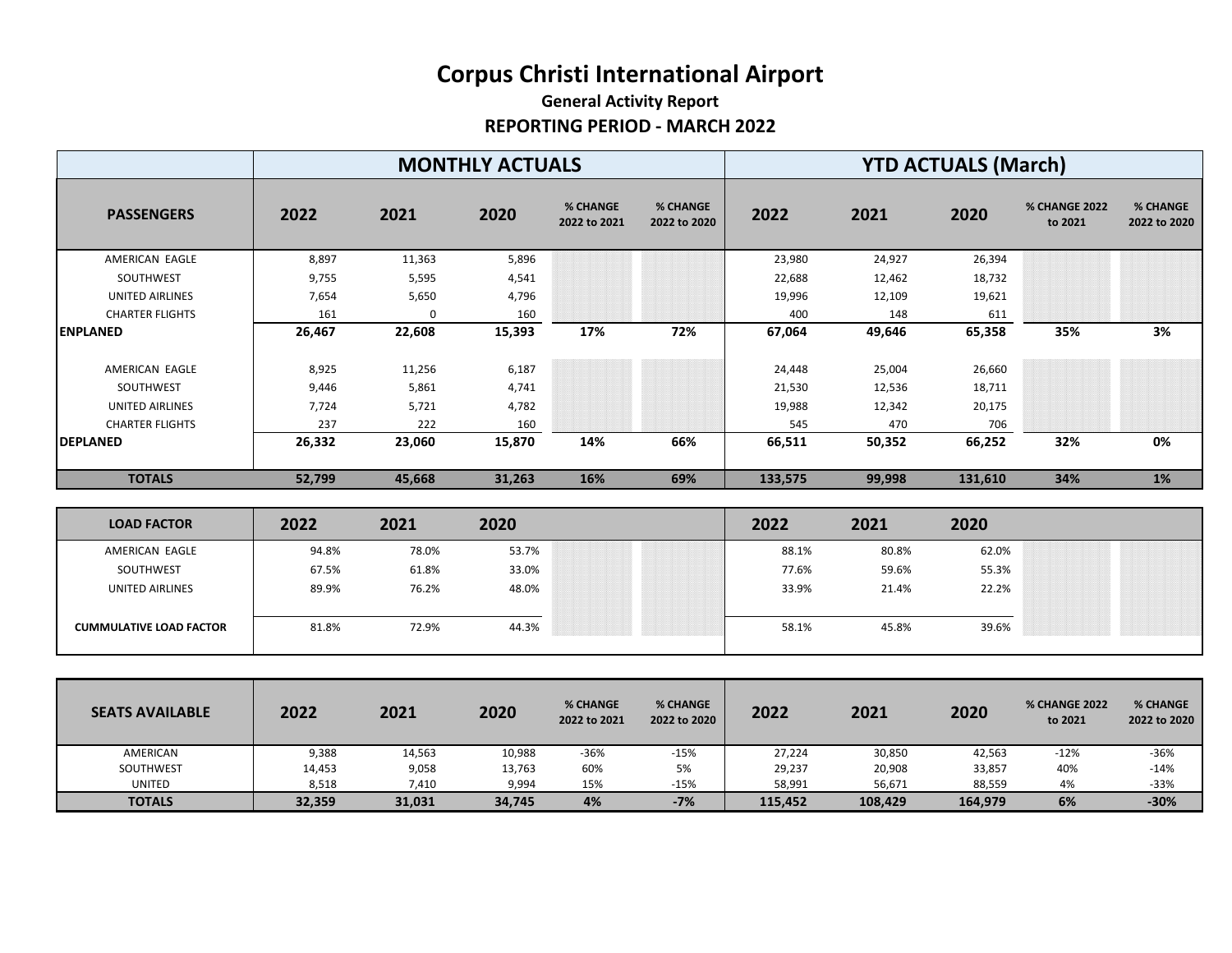# Corpus Christi International Airport

**General Activity Report**

**REPORTING PERIOD - MARCH 2022**

| | MONTHLY ACTUALS | | | | | YTD ACTUALS (March) | | | | |
|---|---|---|---|---|---|---|---|---|---|---|
| **PASSENGERS** | **2022** | **2021** | **2020** | **% CHANGE 2022 to 2021** | **% CHANGE 2022 to 2020** | **2022** | **2021** | **2020** | **% CHANGE 2022 to 2021** | **% CHANGE 2022 to 2020** |
| AMERICAN EAGLE | 8,897 | 11,363 | 5,896 | | | 23,980 | 24,927 | 26,394 | | |
| SOUTHWEST | 9,755 | 5,595 | 4,541 | | | 22,688 | 12,462 | 18,732 | | |
| UNITED AIRLINES | 7,654 | 5,650 | 4,796 | | | 19,996 | 12,109 | 19,621 | | |
| CHARTER FLIGHTS | 161 | 0 | 160 | | | 400 | 148 | 611 | | |
| **ENPLANED** | **26,467** | **22,608** | **15,393** | **17%** | **72%** | **67,064** | **49,646** | **65,358** | **35%** | **3%** |
| AMERICAN EAGLE | 8,925 | 11,256 | 6,187 | | | 24,448 | 25,004 | 26,660 | | |
| SOUTHWEST | 9,446 | 5,861 | 4,741 | | | 21,530 | 12,536 | 18,711 | | |
| UNITED AIRLINES | 7,724 | 5,721 | 4,782 | | | 19,988 | 12,342 | 20,175 | | |
| CHARTER FLIGHTS | 237 | 222 | 160 | | | 545 | 470 | 706 | | |
| **DEPLANED** | **26,332** | **23,060** | **15,870** | **14%** | **66%** | **66,511** | **50,352** | **66,252** | **32%** | **0%** |
| **TOTALS** | **52,799** | **45,668** | **31,263** | **16%** | **69%** | **133,575** | **99,998** | **131,610** | **34%** | **1%** |

| **LOAD FACTOR** | **2022** | **2021** | **2020** | | | **2022** | **2021** | **2020** | | |
|---|---|---|---|---|---|---|---|---|---|---|
| AMERICAN EAGLE | 94.8% | 78.0% | 53.7% | | | 88.1% | 80.8% | 62.0% | | |
| SOUTHWEST | 67.5% | 61.8% | 33.0% | | | 77.6% | 59.6% | 55.3% | | |
| UNITED AIRLINES | 89.9% | 76.2% | 48.0% | | | 33.9% | 21.4% | 22.2% | | |
| **CUMMULATIVE LOAD FACTOR** | 81.8% | 72.9% | 44.3% | | | 58.1% | 45.8% | 39.6% | | |

| **SEATS AVAILABLE** | **2022** | **2021** | **2020** | **% CHANGE 2022 to 2021** | **% CHANGE 2022 to 2020** | **2022** | **2021** | **2020** | **% CHANGE 2022 to 2021** | **% CHANGE 2022 to 2020** |
|---|---|---|---|---|---|---|---|---|---|---|
| AMERICAN | 9,388 | 14,563 | 10,988 | -36% | -15% | 27,224 | 30,850 | 42,563 | -12% | -36% |
| SOUTHWEST | 14,453 | 9,058 | 13,763 | 60% | 5% | 29,237 | 20,908 | 33,857 | 40% | -14% |
| UNITED | 8,518 | 7,410 | 9,994 | 15% | -15% | 58,991 | 56,671 | 88,559 | 4% | -33% |
| **TOTALS** | **32,359** | **31,031** | **34,745** | **4%** | **-7%** | **115,452** | **108,429** | **164,979** | **6%** | **-30%** |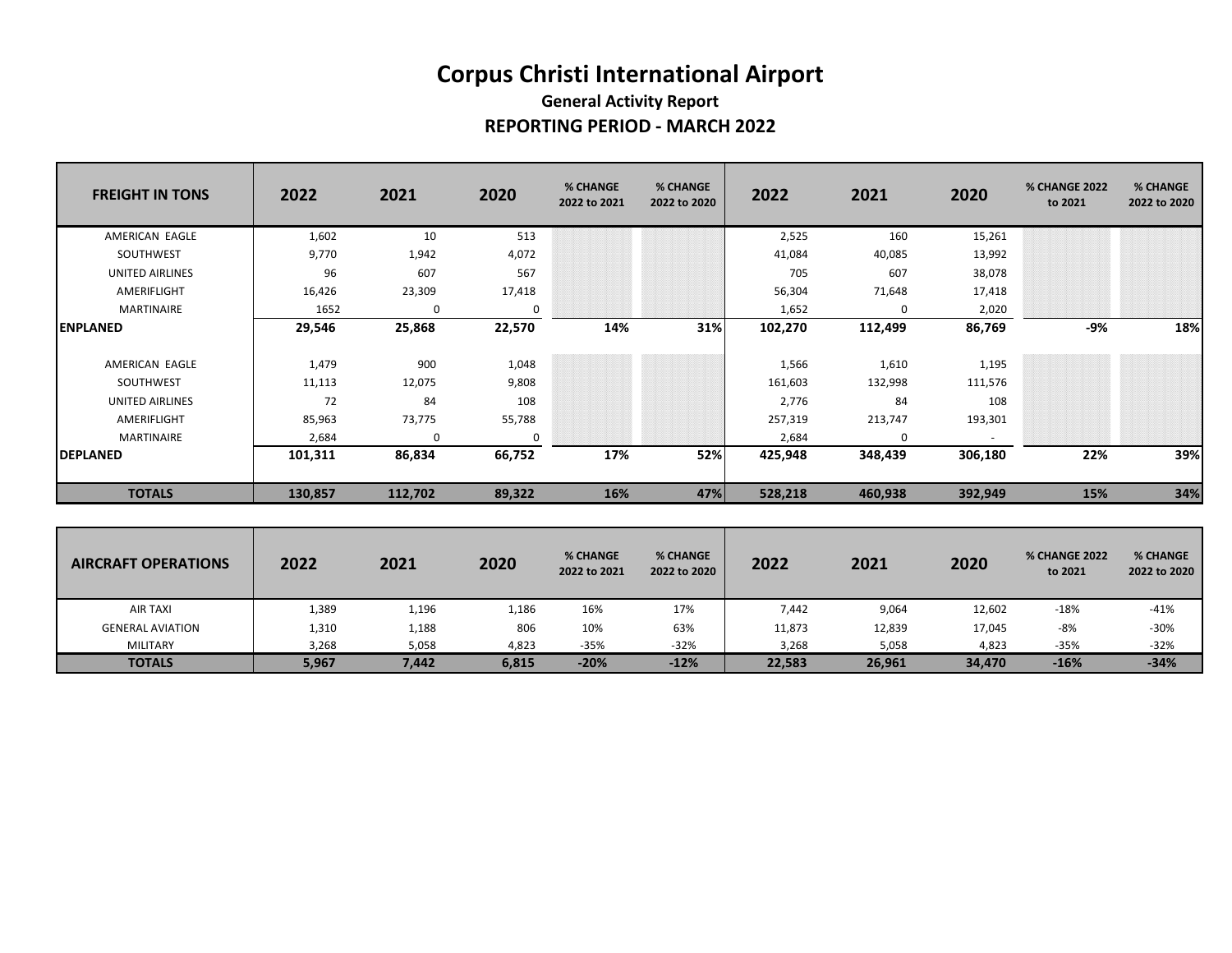# Corpus Christi International Airport

**General Activity Report**

**REPORTING PERIOD - MARCH 2022**

| FREIGHT IN TONS | 2022 | 2021 | 2020 | % CHANGE 2022 to 2021 | % CHANGE 2022 to 2020 | 2022 | 2021 | 2020 | % CHANGE 2022 to 2021 | % CHANGE 2022 to 2020 |
|---|---|---|---|---|---|---|---|---|---|---|
| AMERICAN EAGLE | 1,602 | 10 | 513 | | | 2,525 | 160 | 15,261 | | |
| SOUTHWEST | 9,770 | 1,942 | 4,072 | | | 41,084 | 40,085 | 13,992 | | |
| UNITED AIRLINES | 96 | 607 | 567 | | | 705 | 607 | 38,078 | | |
| AMERIFLIGHT | 16,426 | 23,309 | 17,418 | | | 56,304 | 71,648 | 17,418 | | |
| MARTINAIRE | 1652 | 0 | 0 | | | 1,652 | 0 | 2,020 | | |
| **ENPLANED** | **29,546** | **25,868** | **22,570** | **14%** | **31%** | **102,270** | **112,499** | **86,769** | **-9%** | **18%** |
| AMERICAN EAGLE | 1,479 | 900 | 1,048 | | | 1,566 | 1,610 | 1,195 | | |
| SOUTHWEST | 11,113 | 12,075 | 9,808 | | | 161,603 | 132,998 | 111,576 | | |
| UNITED AIRLINES | 72 | 84 | 108 | | | 2,776 | 84 | 108 | | |
| AMERIFLIGHT | 85,963 | 73,775 | 55,788 | | | 257,319 | 213,747 | 193,301 | | |
| MARTINAIRE | 2,684 | 0 | 0 | | | 2,684 | 0 | - | | |
| **DEPLANED** | **101,311** | **86,834** | **66,752** | **17%** | **52%** | **425,948** | **348,439** | **306,180** | **22%** | **39%** |
| **TOTALS** | **130,857** | **112,702** | **89,322** | **16%** | **47%** | **528,218** | **460,938** | **392,949** | **15%** | **34%** |

| AIRCRAFT OPERATIONS | 2022 | 2021 | 2020 | % CHANGE 2022 to 2021 | % CHANGE 2022 to 2020 | 2022 | 2021 | 2020 | % CHANGE 2022 to 2021 | % CHANGE 2022 to 2020 |
|---|---|---|---|---|---|---|---|---|---|---|
| AIR TAXI | 1,389 | 1,196 | 1,186 | 16% | 17% | 7,442 | 9,064 | 12,602 | -18% | -41% |
| GENERAL AVIATION | 1,310 | 1,188 | 806 | 10% | 63% | 11,873 | 12,839 | 17,045 | -8% | -30% |
| MILITARY | 3,268 | 5,058 | 4,823 | -35% | -32% | 3,268 | 5,058 | 4,823 | -35% | -32% |
| **TOTALS** | **5,967** | **7,442** | **6,815** | **-20%** | **-12%** | **22,583** | **26,961** | **34,470** | **-16%** | **-34%** |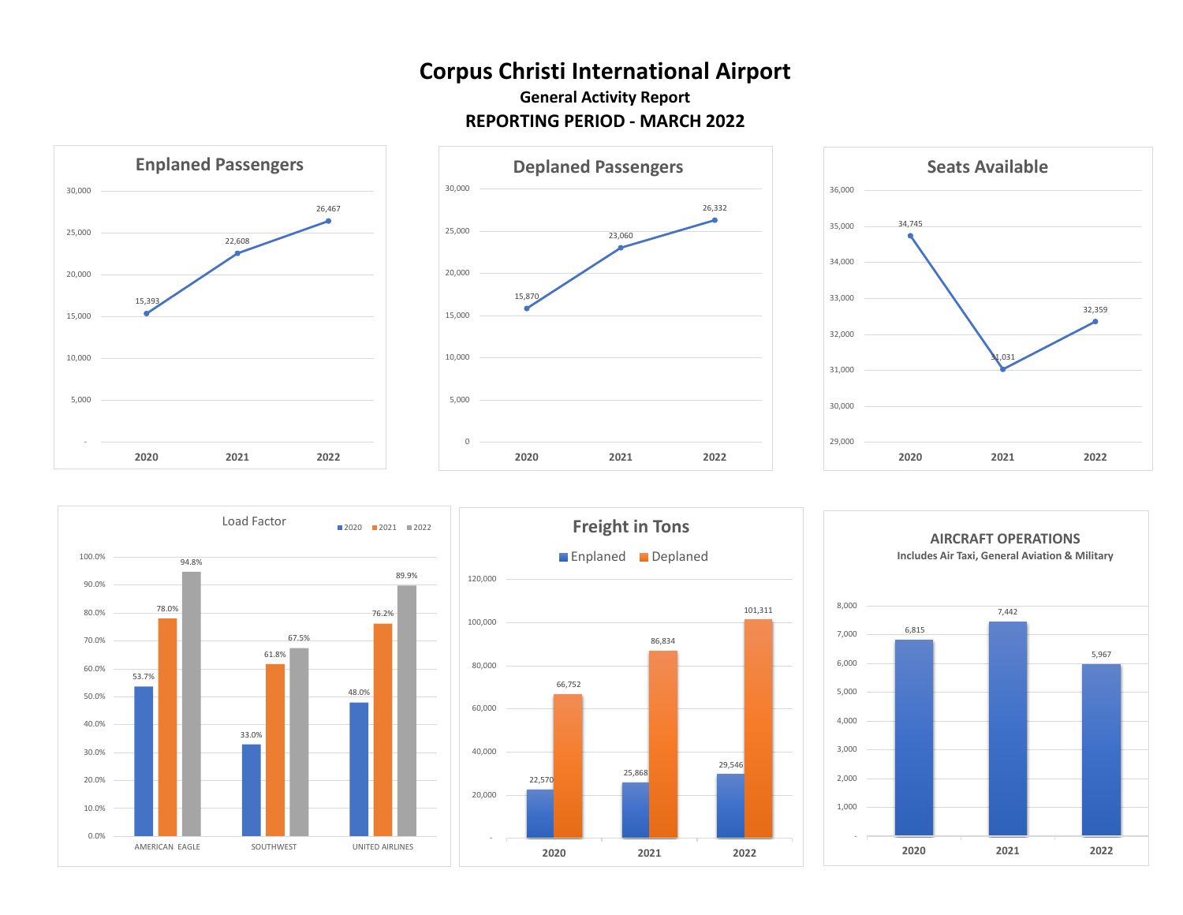# Corpus Christi International Airport

**General Activity Report**

**REPORTING PERIOD - MARCH 2022**

## Enplaned Passengers

30,000
25,000
20,000
15,000
10,000
5,000
-

15,393
22,608
26,467

2020 2021 2022

## Deplaned Passengers

30,000
25,000
20,000
15,000
10,000
5,000
0

15,870
23,060
26,332

2020 2021 2022

## Seats Available

36,000
35,000
34,000
33,000
32,000
31,000
30,000
29,000

34,745
31,031
32,359

2020 2021 2022

## Load Factor

2020 2021 2022

100.0%
90.0%
80.0%
70.0%
60.0%
50.0%
40.0%
30.0%
20.0%
10.0%
0.0%

AMERICAN EAGLE: 53.7% 78.0% 94.8%
SOUTHWEST: 33.0% 61.8% 67.5%
UNITED AIRLINES: 48.0% 76.2% 89.9%

## Freight in Tons

Enplaned Deplaned

120,000
100,000
80,000
60,000
40,000
20,000
-

2020: 22,570 66,752
2021: 25,868 86,834
2022: 29,546 101,311

## AIRCRAFT OPERATIONS

**Includes Air Taxi, General Aviation & Military**

8,000
7,000
6,000
5,000
4,000
3,000
2,000
1,000
-

6,815
7,442
5,967

2020 2021 2022